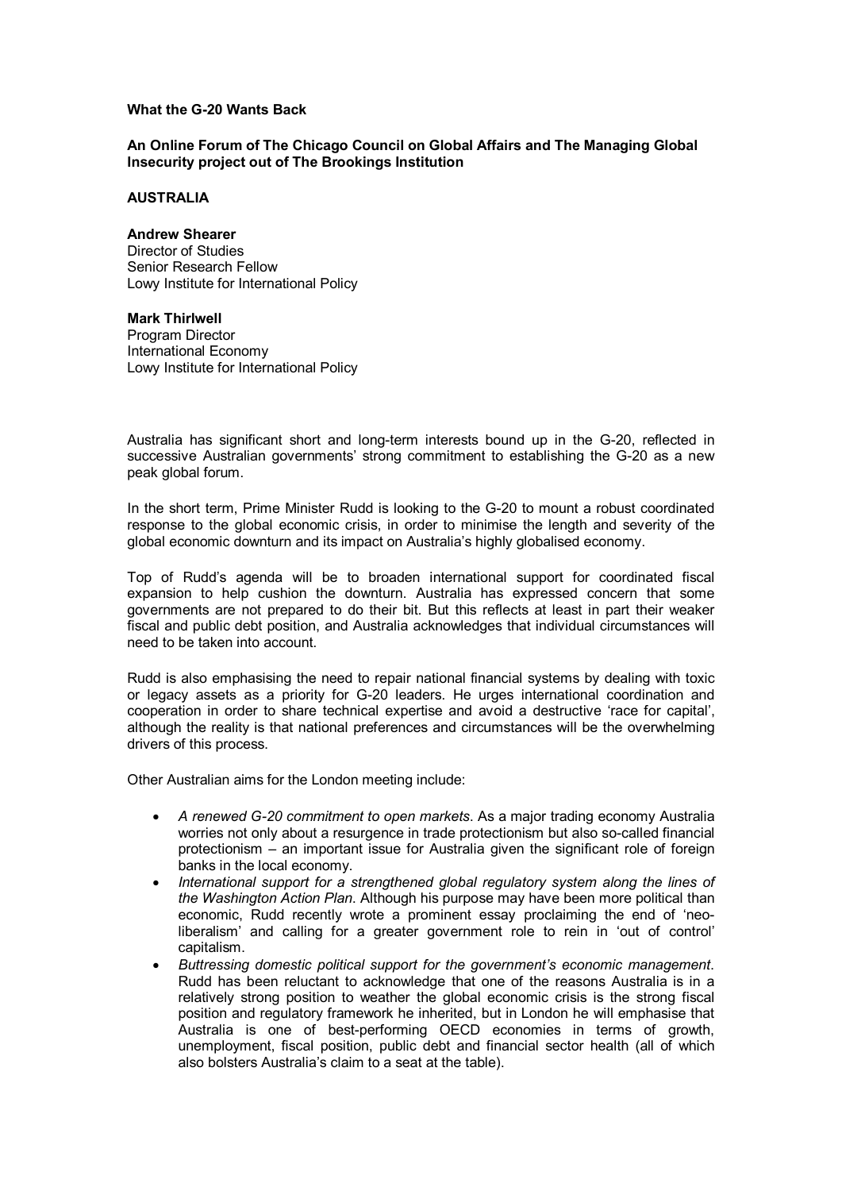**What the G-20 Wants Back**

**An Online Forum of The Chicago Council on Global Affairs and The Managing Global Insecurity project out of The Brookings Institution**

**AUSTRALIA**

**Andrew Shearer**
Director of Studies
Senior Research Fellow
Lowy Institute for International Policy

**Mark Thirlwell**
Program Director
International Economy
Lowy Institute for International Policy

Australia has significant short and long-term interests bound up in the G-20, reflected in successive Australian governments' strong commitment to establishing the G-20 as a new peak global forum.

In the short term, Prime Minister Rudd is looking to the G-20 to mount a robust coordinated response to the global economic crisis, in order to minimise the length and severity of the global economic downturn and its impact on Australia's highly globalised economy.

Top of Rudd's agenda will be to broaden international support for coordinated fiscal expansion to help cushion the downturn. Australia has expressed concern that some governments are not prepared to do their bit. But this reflects at least in part their weaker fiscal and public debt position, and Australia acknowledges that individual circumstances will need to be taken into account.

Rudd is also emphasising the need to repair national financial systems by dealing with toxic or legacy assets as a priority for G-20 leaders. He urges international coordination and cooperation in order to share technical expertise and avoid a destructive 'race for capital', although the reality is that national preferences and circumstances will be the overwhelming drivers of this process.

Other Australian aims for the London meeting include:

- *A renewed G-20 commitment to open markets*. As a major trading economy Australia worries not only about a resurgence in trade protectionism but also so-called financial protectionism – an important issue for Australia given the significant role of foreign banks in the local economy.
- *International support for a strengthened global regulatory system along the lines of the Washington Action Plan*. Although his purpose may have been more political than economic, Rudd recently wrote a prominent essay proclaiming the end of 'neo-liberalism' and calling for a greater government role to rein in 'out of control' capitalism.
- *Buttressing domestic political support for the government's economic management*. Rudd has been reluctant to acknowledge that one of the reasons Australia is in a relatively strong position to weather the global economic crisis is the strong fiscal position and regulatory framework he inherited, but in London he will emphasise that Australia is one of best-performing OECD economies in terms of growth, unemployment, fiscal position, public debt and financial sector health (all of which also bolsters Australia's claim to a seat at the table).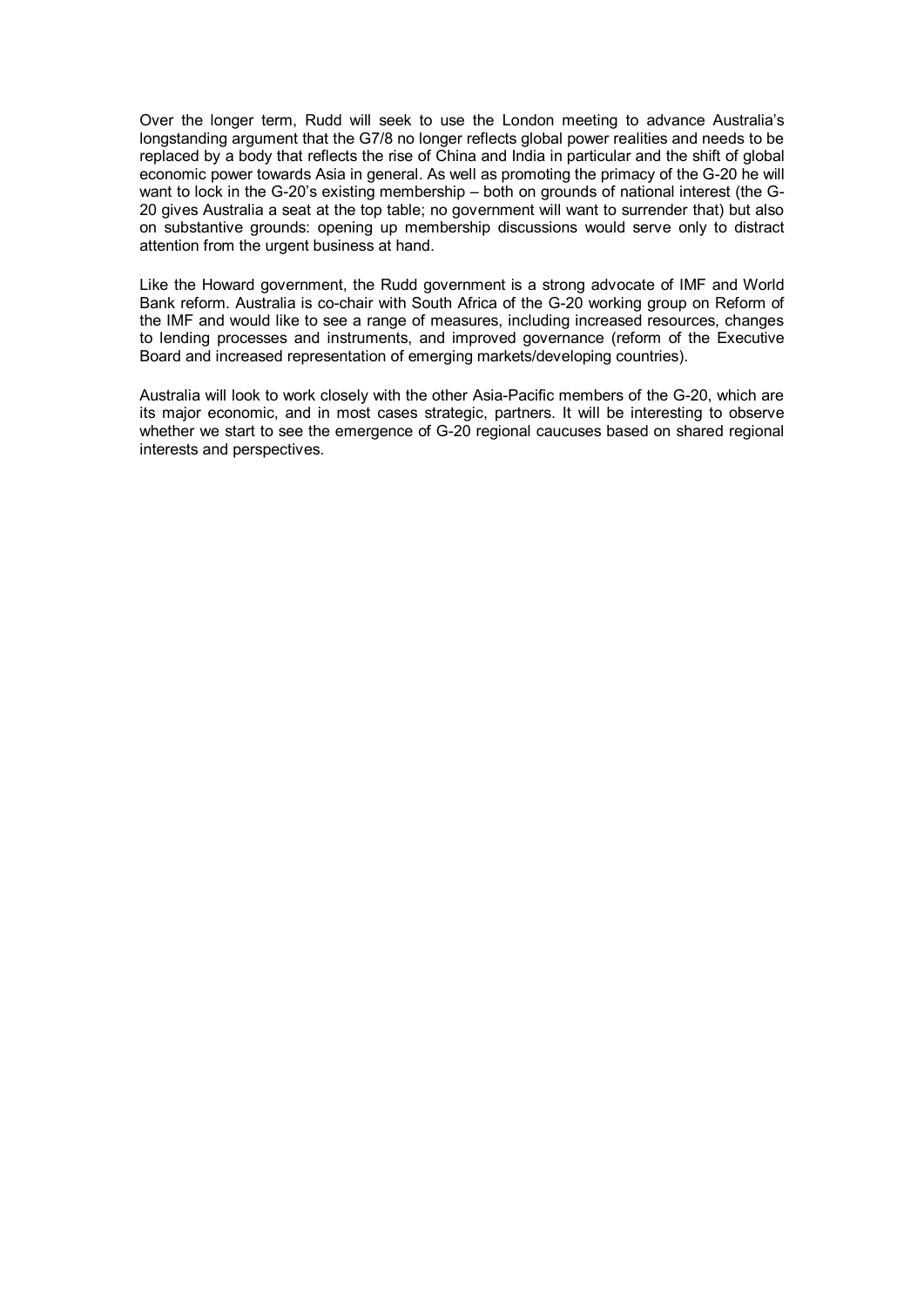Over the longer term, Rudd will seek to use the London meeting to advance Australia's longstanding argument that the G7/8 no longer reflects global power realities and needs to be replaced by a body that reflects the rise of China and India in particular and the shift of global economic power towards Asia in general. As well as promoting the primacy of the G-20 he will want to lock in the G-20's existing membership – both on grounds of national interest (the G-20 gives Australia a seat at the top table; no government will want to surrender that) but also on substantive grounds: opening up membership discussions would serve only to distract attention from the urgent business at hand.

Like the Howard government, the Rudd government is a strong advocate of IMF and World Bank reform. Australia is co-chair with South Africa of the G-20 working group on Reform of the IMF and would like to see a range of measures, including increased resources, changes to lending processes and instruments, and improved governance (reform of the Executive Board and increased representation of emerging markets/developing countries).

Australia will look to work closely with the other Asia-Pacific members of the G-20, which are its major economic, and in most cases strategic, partners. It will be interesting to observe whether we start to see the emergence of G-20 regional caucuses based on shared regional interests and perspectives.